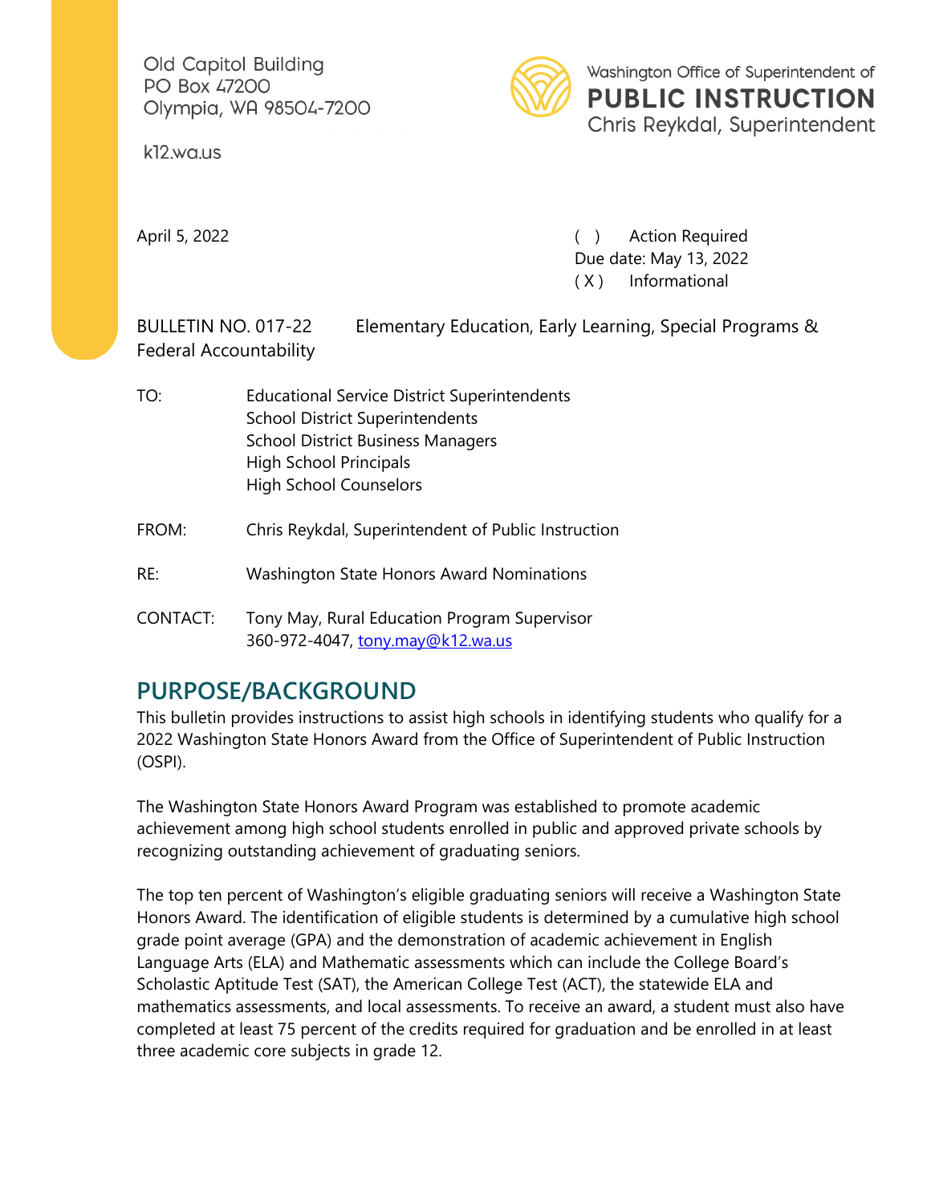Old Capitol Building
PO Box 47200
Olympia, WA 98504-7200

k12.wa.us

Washington Office of Superintendent of
**PUBLIC INSTRUCTION**
Chris Reykdal, Superintendent

April 5, 2022

( ) Action Required
Due date: May 13, 2022
( X ) Informational

BULLETIN NO. 017-22 Elementary Education, Early Learning, Special Programs & Federal Accountability

TO: Educational Service District Superintendents
School District Superintendents
School District Business Managers
High School Principals
High School Counselors

FROM: Chris Reykdal, Superintendent of Public Instruction

RE: Washington State Honors Award Nominations

CONTACT: Tony May, Rural Education Program Supervisor
360-972-4047, tony.may@k12.wa.us

## PURPOSE/BACKGROUND

This bulletin provides instructions to assist high schools in identifying students who qualify for a 2022 Washington State Honors Award from the Office of Superintendent of Public Instruction (OSPI).

The Washington State Honors Award Program was established to promote academic achievement among high school students enrolled in public and approved private schools by recognizing outstanding achievement of graduating seniors.

The top ten percent of Washington's eligible graduating seniors will receive a Washington State Honors Award. The identification of eligible students is determined by a cumulative high school grade point average (GPA) and the demonstration of academic achievement in English Language Arts (ELA) and Mathematic assessments which can include the College Board's Scholastic Aptitude Test (SAT), the American College Test (ACT), the statewide ELA and mathematics assessments, and local assessments. To receive an award, a student must also have completed at least 75 percent of the credits required for graduation and be enrolled in at least three academic core subjects in grade 12.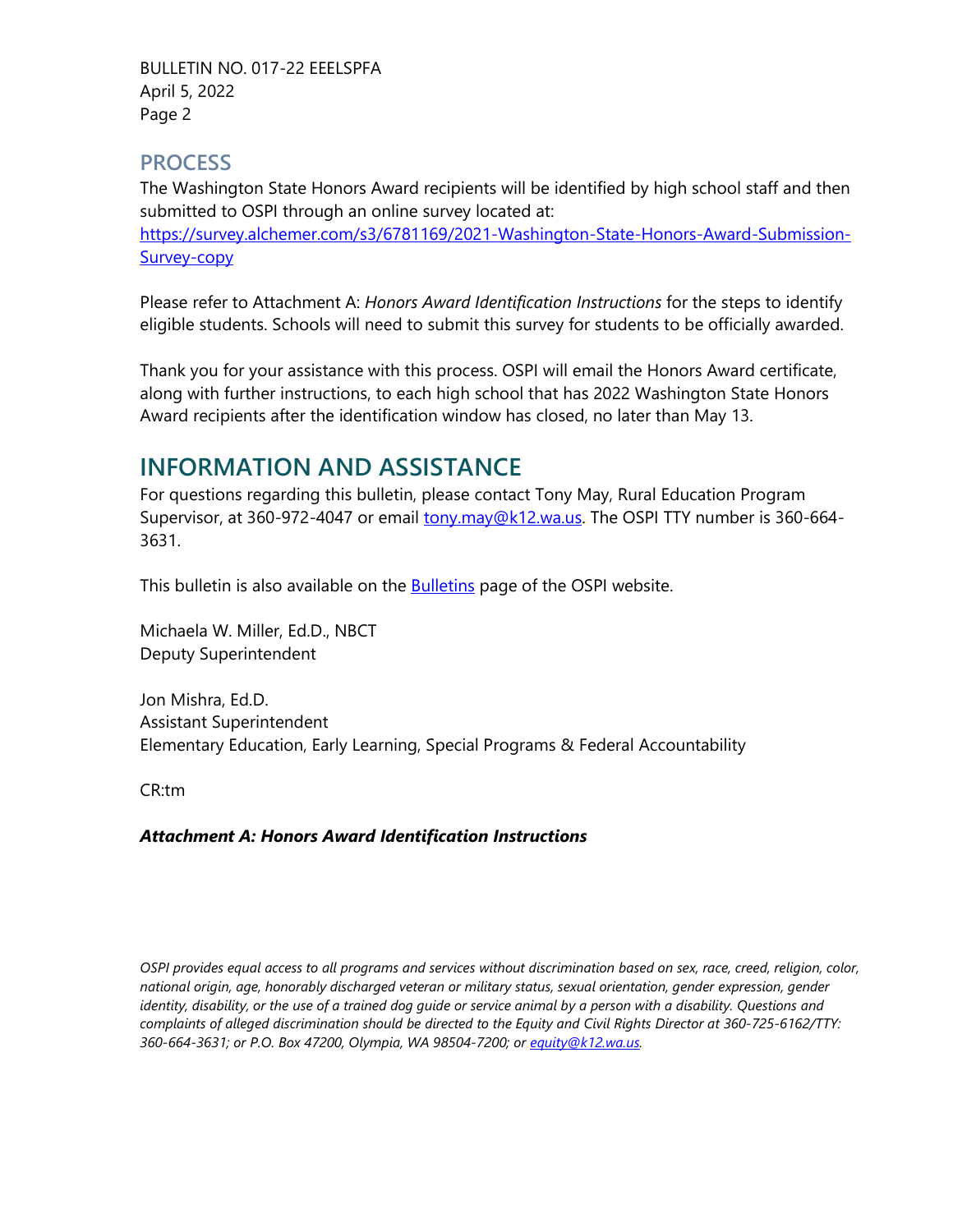## PROCESS

The Washington State Honors Award recipients will be identified by high school staff and then submitted to OSPI through an online survey located at: [https://survey.alchemer.com/s3/6781169/2021-Washington-State-Honors-Award-Submission-Survey-copy](https://survey.alchemer.com/s3/6781169/2021-Washington-State-Honors-Award-Submission-Survey-copy)

Please refer to Attachment A: *Honors Award Identification Instructions* for the steps to identify eligible students. Schools will need to submit this survey for students to be officially awarded.

Thank you for your assistance with this process. OSPI will email the Honors Award certificate, along with further instructions, to each high school that has 2022 Washington State Honors Award recipients after the identification window has closed, no later than May 13.

# INFORMATION AND ASSISTANCE

For questions regarding this bulletin, please contact Tony May, Rural Education Program Supervisor, at 360-972-4047 or email [tony.may@k12.wa.us](mailto:tony.may@k12.wa.us). The OSPI TTY number is 360-664-3631.

This bulletin is also available on the Bulletins page of the OSPI website.

Michaela W. Miller, Ed.D., NBCT
Deputy Superintendent

Jon Mishra, Ed.D.
Assistant Superintendent
Elementary Education, Early Learning, Special Programs & Federal Accountability

CR:tm

***Attachment A: Honors Award Identification Instructions***

*OSPI provides equal access to all programs and services without discrimination based on sex, race, creed, religion, color, national origin, age, honorably discharged veteran or military status, sexual orientation, gender expression, gender identity, disability, or the use of a trained dog guide or service animal by a person with a disability. Questions and complaints of alleged discrimination should be directed to the Equity and Civil Rights Director at 360-725-6162/TTY: 360-664-3631; or P.O. Box 47200, Olympia, WA 98504-7200; or [equity@k12.wa.us](mailto:equity@k12.wa.us).*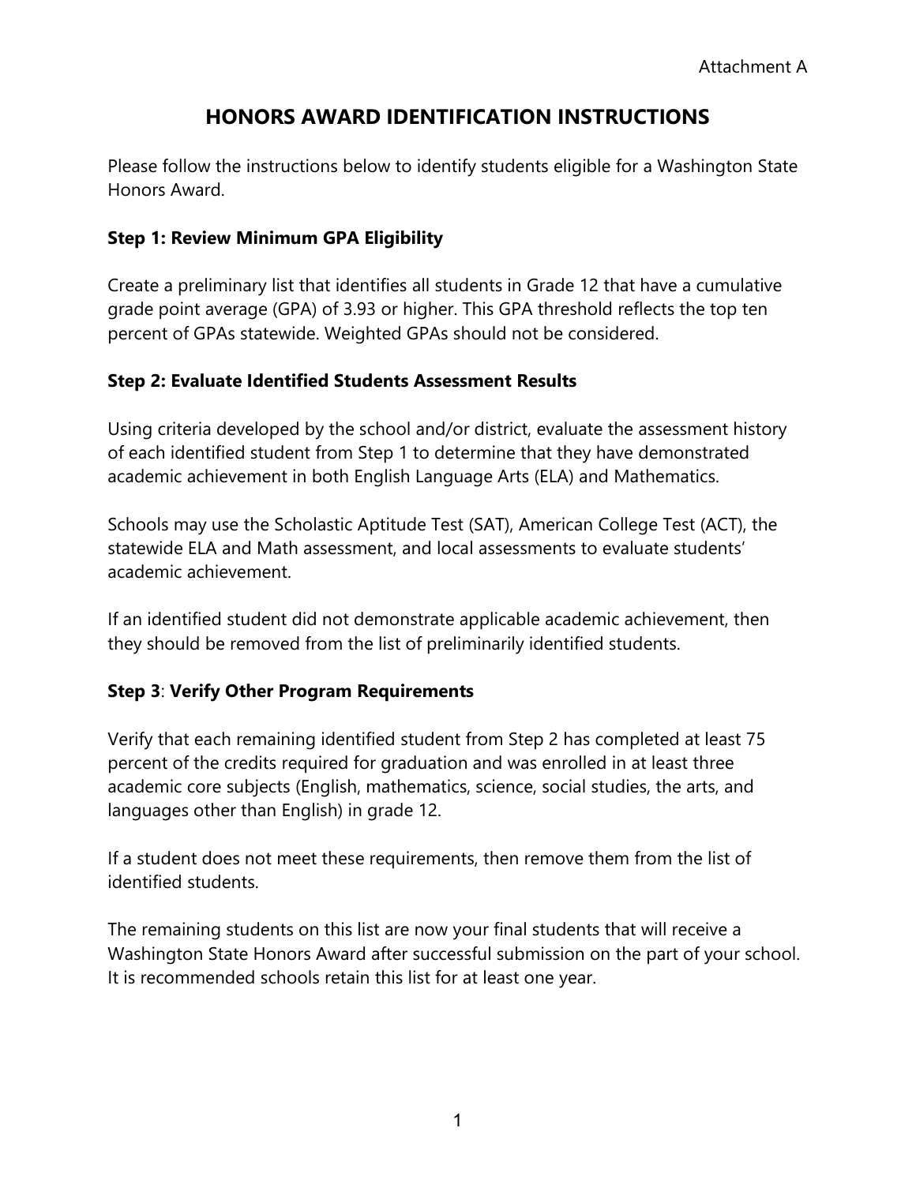Attachment A

# HONORS AWARD IDENTIFICATION INSTRUCTIONS

Please follow the instructions below to identify students eligible for a Washington State Honors Award.

**Step 1: Review Minimum GPA Eligibility**

Create a preliminary list that identifies all students in Grade 12 that have a cumulative grade point average (GPA) of 3.93 or higher. This GPA threshold reflects the top ten percent of GPAs statewide. Weighted GPAs should not be considered.

**Step 2: Evaluate Identified Students Assessment Results**

Using criteria developed by the school and/or district, evaluate the assessment history of each identified student from Step 1 to determine that they have demonstrated academic achievement in both English Language Arts (ELA) and Mathematics.

Schools may use the Scholastic Aptitude Test (SAT), American College Test (ACT), the statewide ELA and Math assessment, and local assessments to evaluate students' academic achievement.

If an identified student did not demonstrate applicable academic achievement, then they should be removed from the list of preliminarily identified students.

**Step 3**: **Verify Other Program Requirements**

Verify that each remaining identified student from Step 2 has completed at least 75 percent of the credits required for graduation and was enrolled in at least three academic core subjects (English, mathematics, science, social studies, the arts, and languages other than English) in grade 12.

If a student does not meet these requirements, then remove them from the list of identified students.

The remaining students on this list are now your final students that will receive a Washington State Honors Award after successful submission on the part of your school. It is recommended schools retain this list for at least one year.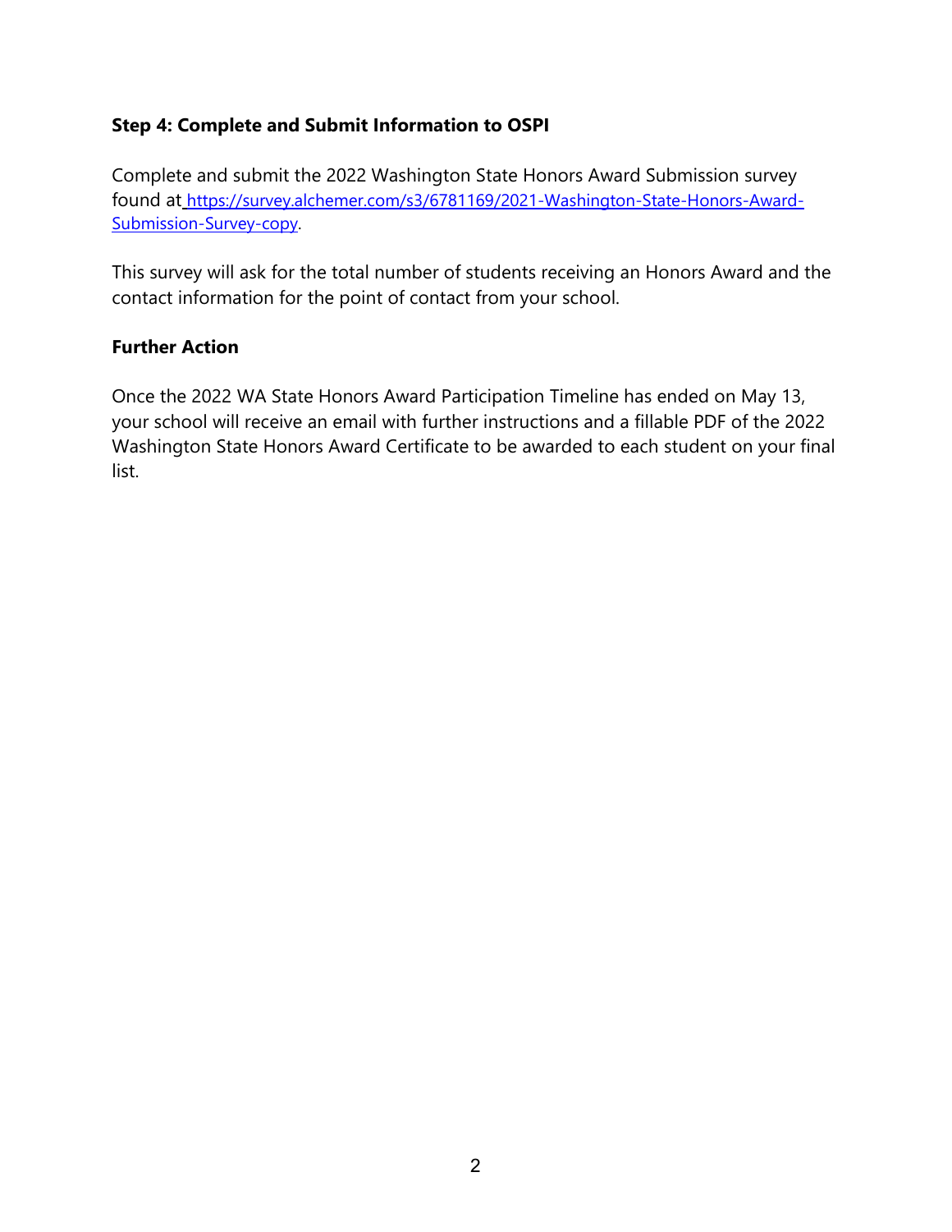### Step 4: Complete and Submit Information to OSPI

Complete and submit the 2022 Washington State Honors Award Submission survey found at [https://survey.alchemer.com/s3/6781169/2021-Washington-State-Honors-Award-Submission-Survey-copy](https://survey.alchemer.com/s3/6781169/2021-Washington-State-Honors-Award-Submission-Survey-copy).

This survey will ask for the total number of students receiving an Honors Award and the contact information for the point of contact from your school.

### Further Action

Once the 2022 WA State Honors Award Participation Timeline has ended on May 13, your school will receive an email with further instructions and a fillable PDF of the 2022 Washington State Honors Award Certificate to be awarded to each student on your final list.